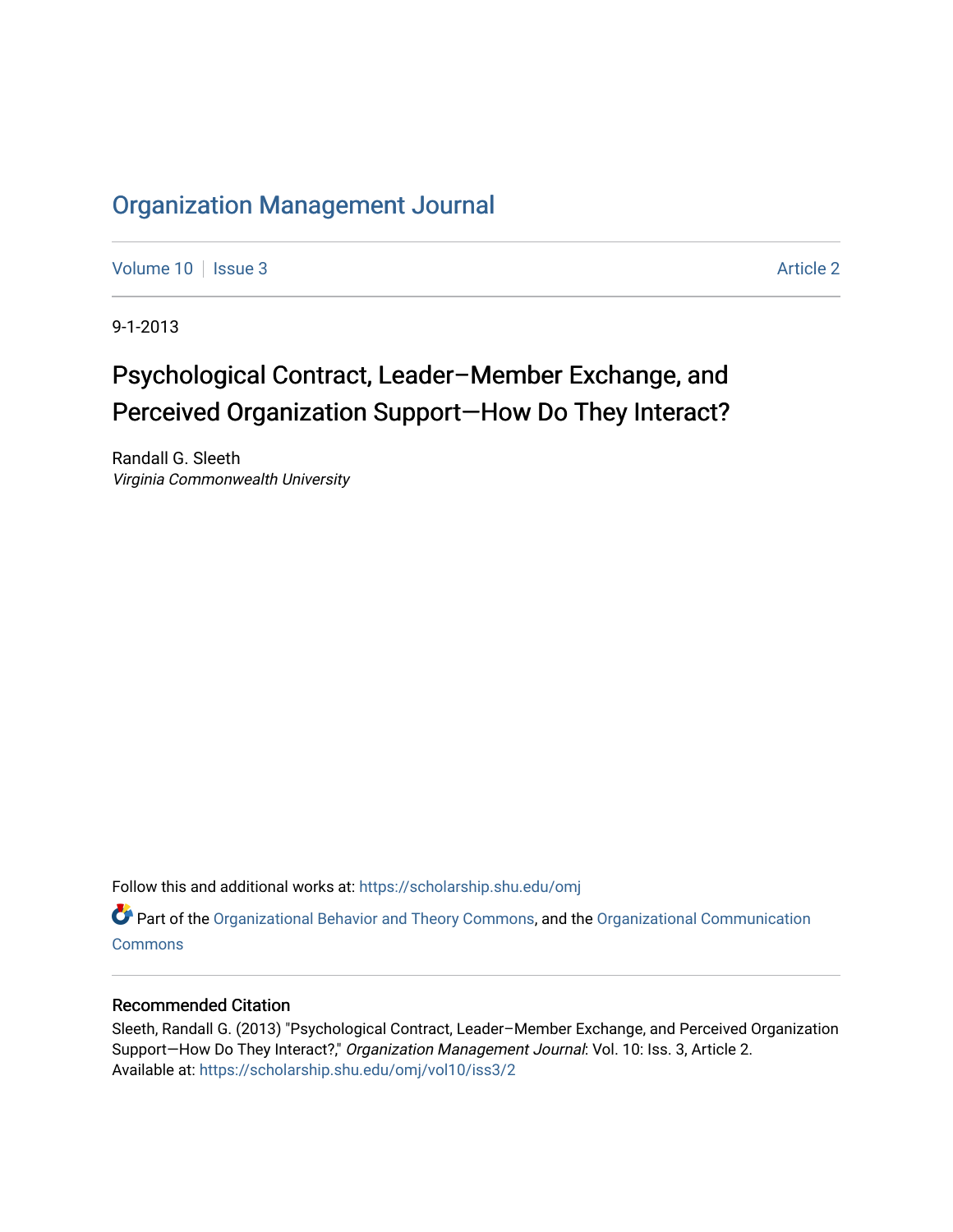# Organization Management Journal

Volume 10 | Issue 3 — Article 2

9-1-2013

## Psychological Contract, Leader–Member Exchange, and Perceived Organization Support—How Do They Interact?

Randall G. Sleeth
*Virginia Commonwealth University*

Follow this and additional works at: https://scholarship.shu.edu/omj

Part of the Organizational Behavior and Theory Commons, and the Organizational Communication Commons

### Recommended Citation

Sleeth, Randall G. (2013) "Psychological Contract, Leader–Member Exchange, and Perceived Organization Support—How Do They Interact?," *Organization Management Journal*: Vol. 10: Iss. 3, Article 2.
Available at: https://scholarship.shu.edu/omj/vol10/iss3/2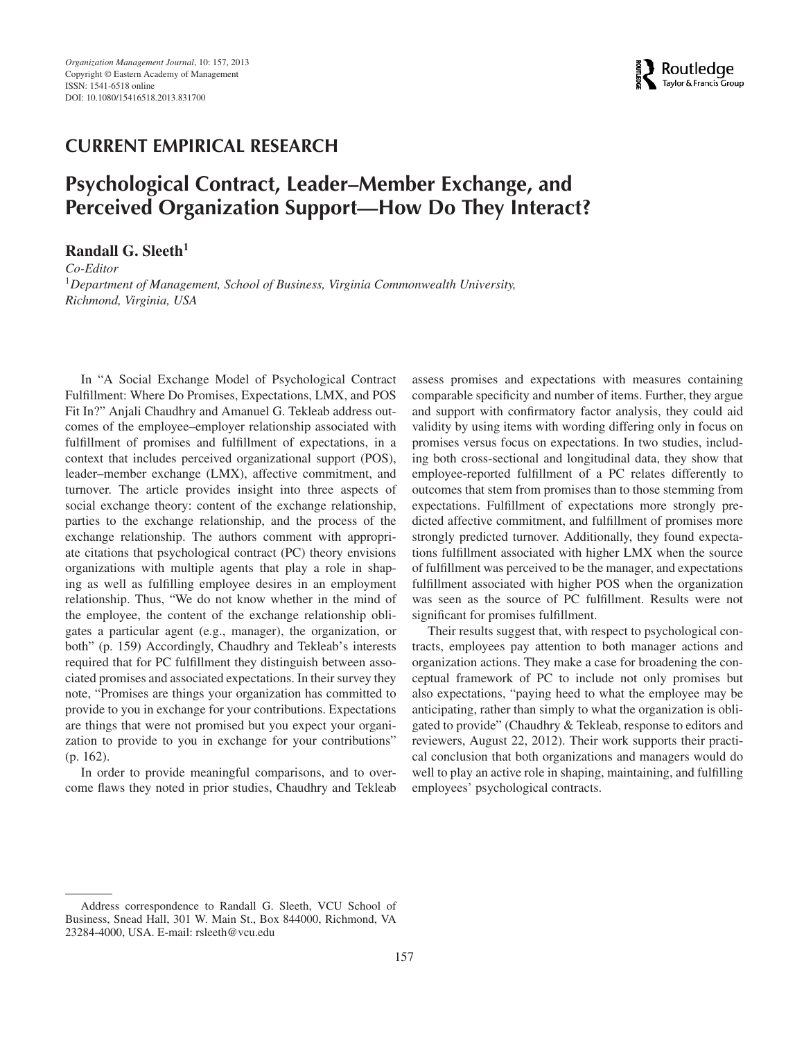## CURRENT EMPIRICAL RESEARCH

# Psychological Contract, Leader–Member Exchange, and Perceived Organization Support—How Do They Interact?

**Randall G. Sleeth**[1]

*Co-Editor*

[1]*Department of Management, School of Business, Virginia Commonwealth University, Richmond, Virginia, USA*

In "A Social Exchange Model of Psychological Contract Fulfillment: Where Do Promises, Expectations, LMX, and POS Fit In?" Anjali Chaudhry and Amanuel G. Tekleab address outcomes of the employee–employer relationship associated with fulfillment of promises and fulfillment of expectations, in a context that includes perceived organizational support (POS), leader–member exchange (LMX), affective commitment, and turnover. The article provides insight into three aspects of social exchange theory: content of the exchange relationship, parties to the exchange relationship, and the process of the exchange relationship. The authors comment with appropriate citations that psychological contract (PC) theory envisions organizations with multiple agents that play a role in shaping as well as fulfilling employee desires in an employment relationship. Thus, "We do not know whether in the mind of the employee, the content of the exchange relationship obligates a particular agent (e.g., manager), the organization, or both" (p. 159) Accordingly, Chaudhry and Tekleab's interests required that for PC fulfillment they distinguish between associated promises and associated expectations. In their survey they note, "Promises are things your organization has committed to provide to you in exchange for your contributions. Expectations are things that were not promised but you expect your organization to provide to you in exchange for your contributions" (p. 162).

In order to provide meaningful comparisons, and to overcome flaws they noted in prior studies, Chaudhry and Tekleab assess promises and expectations with measures containing comparable specificity and number of items. Further, they argue and support with confirmatory factor analysis, they could aid validity by using items with wording differing only in focus on promises versus focus on expectations. In two studies, including both cross-sectional and longitudinal data, they show that employee-reported fulfillment of a PC relates differently to outcomes that stem from promises than to those stemming from expectations. Fulfillment of expectations more strongly predicted affective commitment, and fulfillment of promises more strongly predicted turnover. Additionally, they found expectations fulfillment associated with higher LMX when the source of fulfillment was perceived to be the manager, and expectations fulfillment associated with higher POS when the organization was seen as the source of PC fulfillment. Results were not significant for promises fulfillment.

Their results suggest that, with respect to psychological contracts, employees pay attention to both manager actions and organization actions. They make a case for broadening the conceptual framework of PC to include not only promises but also expectations, "paying heed to what the employee may be anticipating, rather than simply to what the organization is obligated to provide" (Chaudhry & Tekleab, response to editors and reviewers, August 22, 2012). Their work supports their practical conclusion that both organizations and managers would do well to play an active role in shaping, maintaining, and fulfilling employees' psychological contracts.

Address correspondence to Randall G. Sleeth, VCU School of Business, Snead Hall, 301 W. Main St., Box 844000, Richmond, VA 23284-4000, USA. E-mail: rsleeth@vcu.edu